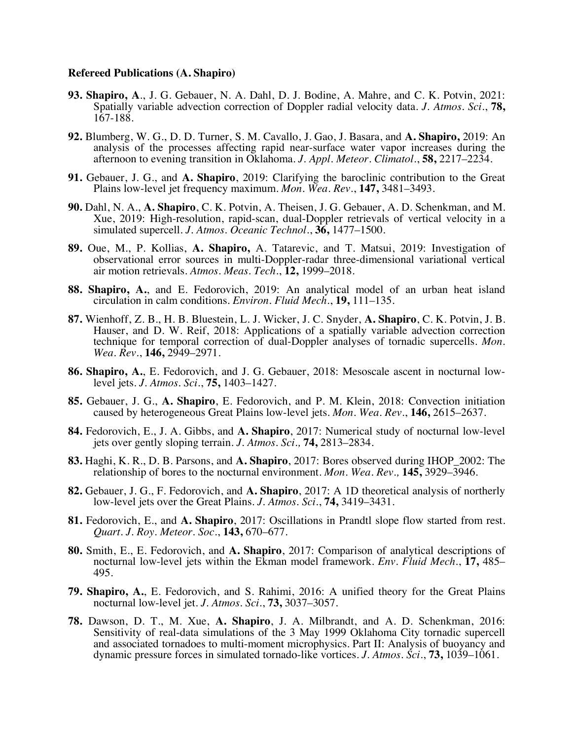**Refereed Publications (A. Shapiro)**

**93. Shapiro, A**., J. G. Gebauer, N. A. Dahl, D. J. Bodine, A. Mahre, and C. K. Potvin, 2021: Spatially variable advection correction of Doppler radial velocity data. *J. Atmos. Sci*., **78,** 167-188.

**92.** Blumberg, W. G., D. D. Turner, S. M. Cavallo, J. Gao, J. Basara, and **A. Shapiro,** 2019: An analysis of the processes affecting rapid near-surface water vapor increases during the afternoon to evening transition in Oklahoma. *J. Appl. Meteor. Climatol*., **58,** 2217–2234.

**91.** Gebauer, J. G., and **A. Shapiro**, 2019: Clarifying the baroclinic contribution to the Great Plains low-level jet frequency maximum. *Mon. Wea. Rev*., **147,** 3481–3493.

**90.** Dahl, N. A., **A. Shapiro**, C. K. Potvin, A. Theisen, J. G. Gebauer, A. D. Schenkman, and M. Xue, 2019: High-resolution, rapid-scan, dual-Doppler retrievals of vertical velocity in a simulated supercell. *J. Atmos. Oceanic Technol*., **36,** 1477–1500.

**89.** Oue, M., P. Kollias, **A. Shapiro,** A. Tatarevic, and T. Matsui, 2019: Investigation of observational error sources in multi-Doppler-radar three-dimensional variational vertical air motion retrievals. *Atmos. Meas. Tech*., **12,** 1999–2018.

**88. Shapiro, A.**, and E. Fedorovich, 2019: An analytical model of an urban heat island circulation in calm conditions. *Environ. Fluid Mech*., **19,** 111–135.

**87.** Wienhoff, Z. B., H. B. Bluestein, L. J. Wicker, J. C. Snyder, **A. Shapiro**, C. K. Potvin, J. B. Hauser, and D. W. Reif, 2018: Applications of a spatially variable advection correction technique for temporal correction of dual-Doppler analyses of tornadic supercells. *Mon. Wea. Rev*., **146,** 2949–2971.

**86. Shapiro, A.**, E. Fedorovich, and J. G. Gebauer, 2018: Mesoscale ascent in nocturnal low-level jets. *J. Atmos. Sci*., **75,** 1403–1427.

**85.** Gebauer, J. G., **A. Shapiro**, E. Fedorovich, and P. M. Klein, 2018: Convection initiation caused by heterogeneous Great Plains low-level jets. *Mon. Wea. Rev*., **146,** 2615–2637.

**84.** Fedorovich, E., J. A. Gibbs, and **A. Shapiro**, 2017: Numerical study of nocturnal low-level jets over gently sloping terrain. *J. Atmos. Sci.,* **74,** 2813–2834.

**83.** Haghi, K. R., D. B. Parsons, and **A. Shapiro**, 2017: Bores observed during IHOP_2002: The relationship of bores to the nocturnal environment. *Mon. Wea. Rev.,* **145,** 3929–3946.

**82.** Gebauer, J. G., F. Fedorovich, and **A. Shapiro**, 2017: A 1D theoretical analysis of northerly low-level jets over the Great Plains. *J. Atmos. Sci*., **74,** 3419–3431.

**81.** Fedorovich, E., and **A. Shapiro**, 2017: Oscillations in Prandtl slope flow started from rest. *Quart. J. Roy. Meteor. Soc*., **143,** 670–677.

**80.** Smith, E., E. Fedorovich, and **A. Shapiro**, 2017: Comparison of analytical descriptions of nocturnal low-level jets within the Ekman model framework. *Env. Fluid Mech*., **17,** 485–495.

**79. Shapiro, A.**, E. Fedorovich, and S. Rahimi, 2016: A unified theory for the Great Plains nocturnal low-level jet. *J. Atmos. Sci*., **73,** 3037–3057.

**78.** Dawson, D. T., M. Xue, **A. Shapiro**, J. A. Milbrandt, and A. D. Schenkman, 2016: Sensitivity of real-data simulations of the 3 May 1999 Oklahoma City tornadic supercell and associated tornadoes to multi-moment microphysics. Part II: Analysis of buoyancy and dynamic pressure forces in simulated tornado-like vortices. *J. Atmos. Sci*., **73,** 1039–1061.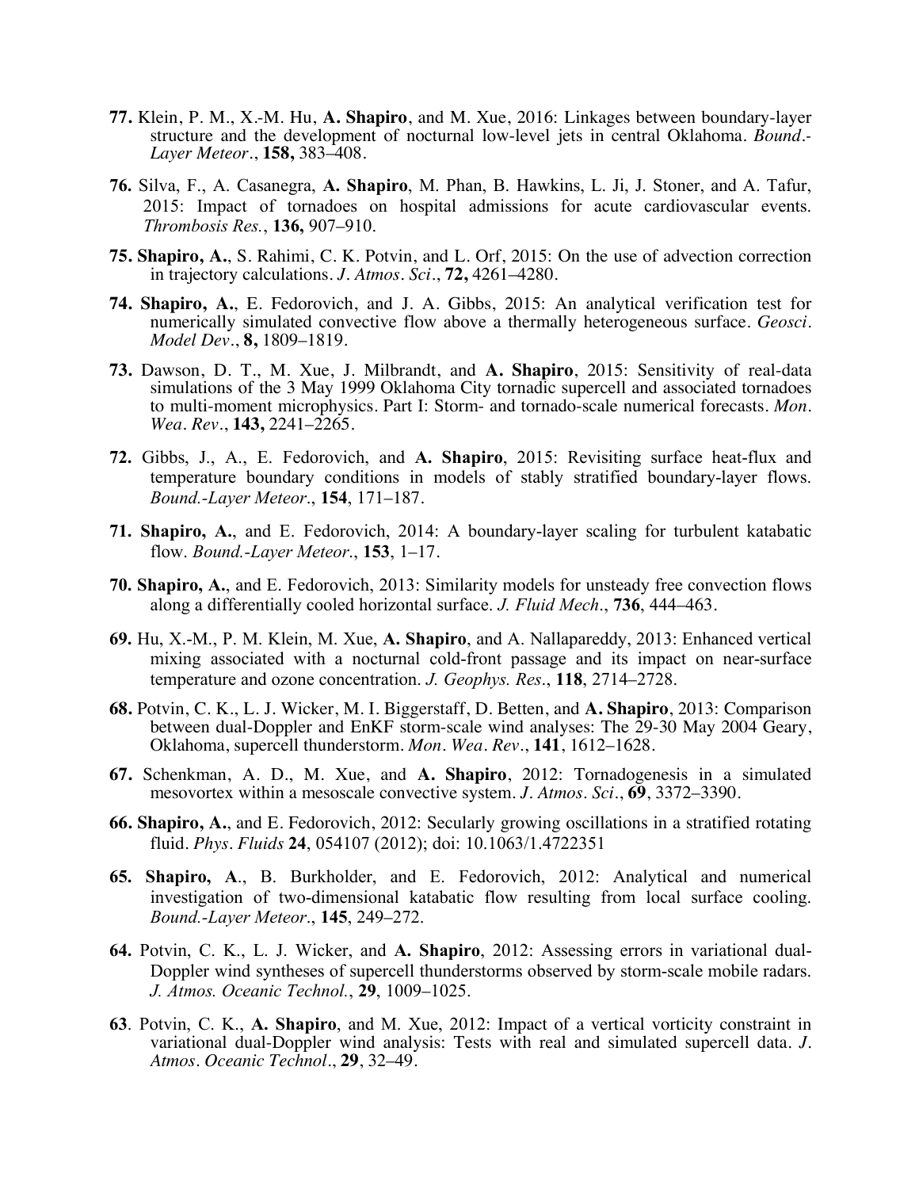**77.** Klein, P. M., X.-M. Hu, **A. Shapiro**, and M. Xue, 2016: Linkages between boundary-layer structure and the development of nocturnal low-level jets in central Oklahoma. *Bound.-Layer Meteor.*, **158,** 383–408.

**76.** Silva, F., A. Casanegra, **A. Shapiro**, M. Phan, B. Hawkins, L. Ji, J. Stoner, and A. Tafur, 2015: Impact of tornadoes on hospital admissions for acute cardiovascular events. *Thrombosis Res.*, **136,** 907–910.

**75. Shapiro, A.**, S. Rahimi, C. K. Potvin, and L. Orf, 2015: On the use of advection correction in trajectory calculations. *J. Atmos. Sci*., **72,** 4261–4280.

**74. Shapiro, A.**, E. Fedorovich, and J. A. Gibbs, 2015: An analytical verification test for numerically simulated convective flow above a thermally heterogeneous surface. *Geosci. Model Dev*., **8,** 1809–1819.

**73.** Dawson, D. T., M. Xue, J. Milbrandt, and **A. Shapiro**, 2015: Sensitivity of real-data simulations of the 3 May 1999 Oklahoma City tornadic supercell and associated tornadoes to multi-moment microphysics. Part I: Storm- and tornado-scale numerical forecasts. *Mon. Wea. Rev*., **143,** 2241–2265.

**72.** Gibbs, J., A., E. Fedorovich, and **A. Shapiro**, 2015: Revisiting surface heat-flux and temperature boundary conditions in models of stably stratified boundary-layer flows. *Bound.-Layer Meteor*., **154**, 171–187.

**71. Shapiro, A.**, and E. Fedorovich, 2014: A boundary-layer scaling for turbulent katabatic flow. *Bound.-Layer Meteor*., **153**, 1–17.

**70. Shapiro, A.**, and E. Fedorovich, 2013: Similarity models for unsteady free convection flows along a differentially cooled horizontal surface. *J. Fluid Mech*., **736**, 444–463.

**69.** Hu, X.-M., P. M. Klein, M. Xue, **A. Shapiro**, and A. Nallapareddy, 2013: Enhanced vertical mixing associated with a nocturnal cold-front passage and its impact on near-surface temperature and ozone concentration. *J. Geophys. Res*., **118**, 2714–2728.

**68.** Potvin, C. K., L. J. Wicker, M. I. Biggerstaff, D. Betten, and **A. Shapiro**, 2013: Comparison between dual-Doppler and EnKF storm-scale wind analyses: The 29-30 May 2004 Geary, Oklahoma, supercell thunderstorm. *Mon. Wea. Rev*., **141**, 1612–1628.

**67.** Schenkman, A. D., M. Xue, and **A. Shapiro**, 2012: Tornadogenesis in a simulated mesovortex within a mesoscale convective system. *J. Atmos. Sci*., **69**, 3372–3390.

**66. Shapiro, A.**, and E. Fedorovich, 2012: Secularly growing oscillations in a stratified rotating fluid. *Phys. Fluids* **24**, 054107 (2012); doi: 10.1063/1.4722351

**65. Shapiro, A**., B. Burkholder, and E. Fedorovich, 2012: Analytical and numerical investigation of two-dimensional katabatic flow resulting from local surface cooling. *Bound.-Layer Meteor*., **145**, 249–272.

**64.** Potvin, C. K., L. J. Wicker, and **A. Shapiro**, 2012: Assessing errors in variational dual-Doppler wind syntheses of supercell thunderstorms observed by storm-scale mobile radars. *J. Atmos. Oceanic Technol.*, **29**, 1009–1025.

**63**. Potvin, C. K., **A. Shapiro**, and M. Xue, 2012: Impact of a vertical vorticity constraint in variational dual-Doppler wind analysis: Tests with real and simulated supercell data. *J. Atmos. Oceanic Technol*., **29**, 32–49.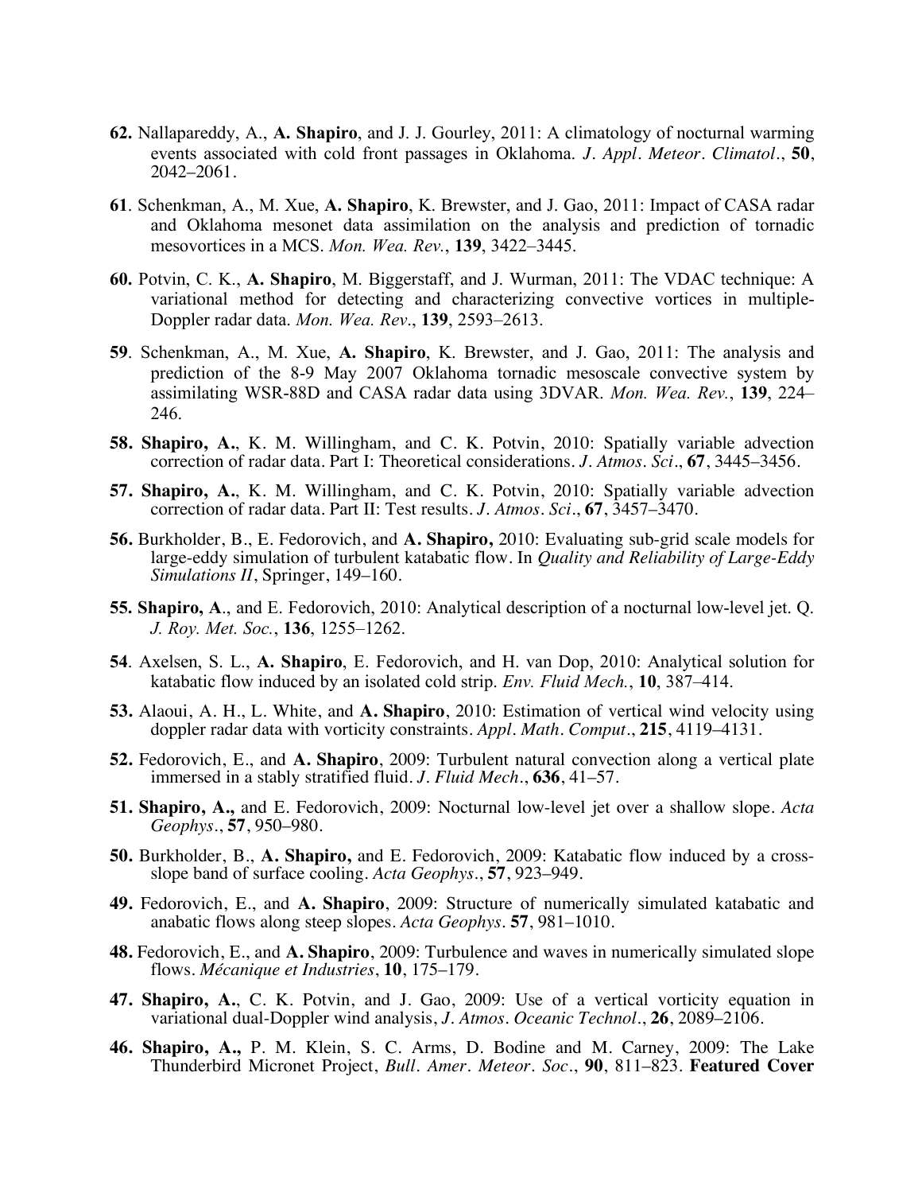**62.** Nallapareddy, A., **A. Shapiro**, and J. J. Gourley, 2011: A climatology of nocturnal warming events associated with cold front passages in Oklahoma. *J. Appl. Meteor. Climatol.*, **50**, 2042–2061.

**61**. Schenkman, A., M. Xue, **A. Shapiro**, K. Brewster, and J. Gao, 2011: Impact of CASA radar and Oklahoma mesonet data assimilation on the analysis and prediction of tornadic mesovortices in a MCS. *Mon. Wea. Rev.*, **139**, 3422–3445.

**60.** Potvin, C. K., **A. Shapiro**, M. Biggerstaff, and J. Wurman, 2011: The VDAC technique: A variational method for detecting and characterizing convective vortices in multiple-Doppler radar data. *Mon. Wea. Rev*., **139**, 2593–2613.

**59**. Schenkman, A., M. Xue, **A. Shapiro**, K. Brewster, and J. Gao, 2011: The analysis and prediction of the 8-9 May 2007 Oklahoma tornadic mesoscale convective system by assimilating WSR-88D and CASA radar data using 3DVAR. *Mon. Wea. Rev.*, **139**, 224–246.

**58. Shapiro, A.**, K. M. Willingham, and C. K. Potvin, 2010: Spatially variable advection correction of radar data. Part I: Theoretical considerations. *J. Atmos. Sci*., **67**, 3445–3456.

**57. Shapiro, A.**, K. M. Willingham, and C. K. Potvin, 2010: Spatially variable advection correction of radar data. Part II: Test results. *J. Atmos. Sci*., **67**, 3457–3470.

**56.** Burkholder, B., E. Fedorovich, and **A. Shapiro,** 2010: Evaluating sub-grid scale models for large-eddy simulation of turbulent katabatic flow. In *Quality and Reliability of Large-Eddy Simulations II*, Springer, 149–160.

**55. Shapiro, A**., and E. Fedorovich, 2010: Analytical description of a nocturnal low-level jet. Q. *J. Roy. Met. Soc.*, **136**, 1255–1262.

**54**. Axelsen, S. L., **A. Shapiro**, E. Fedorovich, and H. van Dop, 2010: Analytical solution for katabatic flow induced by an isolated cold strip. *Env. Fluid Mech.*, **10**, 387–414.

**53.** Alaoui, A. H., L. White, and **A. Shapiro**, 2010: Estimation of vertical wind velocity using doppler radar data with vorticity constraints. *Appl. Math. Comput*., **215**, 4119–4131.

**52.** Fedorovich, E., and **A. Shapiro**, 2009: Turbulent natural convection along a vertical plate immersed in a stably stratified fluid. *J. Fluid Mech*., **636**, 41–57.

**51. Shapiro, A.,** and E. Fedorovich, 2009: Nocturnal low-level jet over a shallow slope. *Acta Geophys*., **57**, 950–980.

**50.** Burkholder, B., **A. Shapiro,** and E. Fedorovich, 2009: Katabatic flow induced by a cross-slope band of surface cooling. *Acta Geophys*., **57**, 923–949.

**49.** Fedorovich, E., and **A. Shapiro**, 2009: Structure of numerically simulated katabatic and anabatic flows along steep slopes. *Acta Geophys*. **57**, 981–1010.

**48.** Fedorovich, E., and **A. Shapiro**, 2009: Turbulence and waves in numerically simulated slope flows. *Mécanique et Industries*, **10**, 175–179.

**47. Shapiro, A.**, C. K. Potvin, and J. Gao, 2009: Use of a vertical vorticity equation in variational dual-Doppler wind analysis, *J. Atmos. Oceanic Technol*., **26**, 2089–2106.

**46. Shapiro, A.,** P. M. Klein, S. C. Arms, D. Bodine and M. Carney, 2009: The Lake Thunderbird Micronet Project, *Bull. Amer. Meteor. Soc*., **90**, 811–823. **Featured Cover**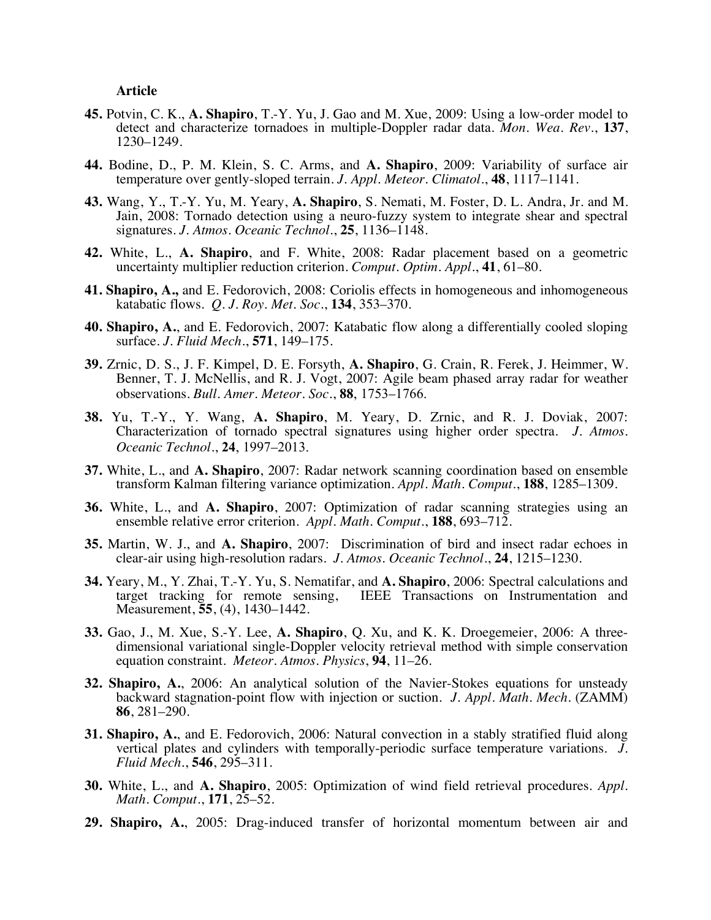**Article**

**45.** Potvin, C. K., **A. Shapiro**, T.-Y. Yu, J. Gao and M. Xue, 2009: Using a low-order model to detect and characterize tornadoes in multiple-Doppler radar data. *Mon. Wea. Rev*., **137**, 1230–1249.

**44.** Bodine, D., P. M. Klein, S. C. Arms, and **A. Shapiro**, 2009: Variability of surface air temperature over gently-sloped terrain. *J. Appl. Meteor. Climatol*., **48**, 1117–1141.

**43.** Wang, Y., T.-Y. Yu, M. Yeary, **A. Shapiro**, S. Nemati, M. Foster, D. L. Andra, Jr. and M. Jain, 2008: Tornado detection using a neuro-fuzzy system to integrate shear and spectral signatures. *J. Atmos. Oceanic Technol*., **25**, 1136–1148.

**42.** White, L., **A. Shapiro**, and F. White, 2008: Radar placement based on a geometric uncertainty multiplier reduction criterion. *Comput. Optim. Appl*., **41**, 61–80.

**41. Shapiro, A.,** and E. Fedorovich, 2008: Coriolis effects in homogeneous and inhomogeneous katabatic flows. *Q. J. Roy. Met. Soc*., **134**, 353–370.

**40. Shapiro, A.**, and E. Fedorovich, 2007: Katabatic flow along a differentially cooled sloping surface. *J. Fluid Mech*., **571**, 149–175.

**39.** Zrnic, D. S., J. F. Kimpel, D. E. Forsyth, **A. Shapiro**, G. Crain, R. Ferek, J. Heimmer, W. Benner, T. J. McNellis, and R. J. Vogt, 2007: Agile beam phased array radar for weather observations. *Bull. Amer. Meteor. Soc*., **88**, 1753–1766.

**38.** Yu, T.-Y., Y. Wang, **A. Shapiro**, M. Yeary, D. Zrnic, and R. J. Doviak, 2007: Characterization of tornado spectral signatures using higher order spectra. *J. Atmos. Oceanic Technol*., **24**, 1997–2013.

**37.** White, L., and **A. Shapiro**, 2007: Radar network scanning coordination based on ensemble transform Kalman filtering variance optimization. *Appl. Math. Comput*., **188**, 1285–1309.

**36.** White, L., and **A. Shapiro**, 2007: Optimization of radar scanning strategies using an ensemble relative error criterion. *Appl. Math. Comput*., **188**, 693–712.

**35.** Martin, W. J., and **A. Shapiro**, 2007: Discrimination of bird and insect radar echoes in clear-air using high-resolution radars. *J. Atmos. Oceanic Technol*., **24**, 1215–1230.

**34.** Yeary, M., Y. Zhai, T.-Y. Yu, S. Nematifar, and **A. Shapiro**, 2006: Spectral calculations and target tracking for remote sensing, IEEE Transactions on Instrumentation and Measurement, **55**, (4), 1430–1442.

**33.** Gao, J., M. Xue, S.-Y. Lee, **A. Shapiro**, Q. Xu, and K. K. Droegemeier, 2006: A three-dimensional variational single-Doppler velocity retrieval method with simple conservation equation constraint. *Meteor. Atmos. Physics*, **94**, 11–26.

**32. Shapiro, A.**, 2006: An analytical solution of the Navier-Stokes equations for unsteady backward stagnation-point flow with injection or suction. *J. Appl. Math. Mech*. (ZAMM) **86**, 281–290.

**31. Shapiro, A.**, and E. Fedorovich, 2006: Natural convection in a stably stratified fluid along vertical plates and cylinders with temporally-periodic surface temperature variations. *J. Fluid Mech*., **546**, 295–311.

**30.** White, L., and **A. Shapiro**, 2005: Optimization of wind field retrieval procedures. *Appl. Math. Comput*., **171**, 25–52.

**29. Shapiro, A.**, 2005: Drag-induced transfer of horizontal momentum between air and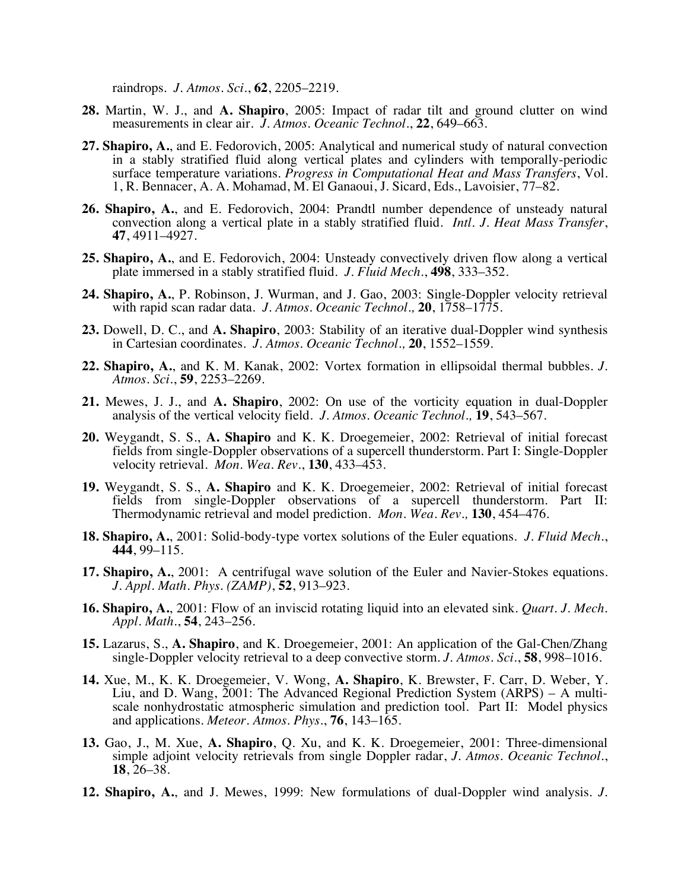raindrops. *J. Atmos. Sci.*, **62**, 2205–2219.

**28.** Martin, W. J., and **A. Shapiro**, 2005: Impact of radar tilt and ground clutter on wind measurements in clear air. *J. Atmos. Oceanic Technol.*, **22**, 649–663.

**27. Shapiro, A.**, and E. Fedorovich, 2005: Analytical and numerical study of natural convection in a stably stratified fluid along vertical plates and cylinders with temporally-periodic surface temperature variations. *Progress in Computational Heat and Mass Transfers*, Vol. 1, R. Bennacer, A. A. Mohamad, M. El Ganaoui, J. Sicard, Eds., Lavoisier, 77–82.

**26. Shapiro, A.**, and E. Fedorovich, 2004: Prandtl number dependence of unsteady natural convection along a vertical plate in a stably stratified fluid. *Intl. J. Heat Mass Transfer*, **47**, 4911–4927.

**25. Shapiro, A.**, and E. Fedorovich, 2004: Unsteady convectively driven flow along a vertical plate immersed in a stably stratified fluid. *J. Fluid Mech.*, **498**, 333–352.

**24. Shapiro, A.**, P. Robinson, J. Wurman, and J. Gao, 2003: Single-Doppler velocity retrieval with rapid scan radar data. *J. Atmos. Oceanic Technol.,* **20**, 1758–1775.

**23.** Dowell, D. C., and **A. Shapiro**, 2003: Stability of an iterative dual-Doppler wind synthesis in Cartesian coordinates. *J. Atmos. Oceanic Technol.,* **20**, 1552–1559.

**22. Shapiro, A.**, and K. M. Kanak, 2002: Vortex formation in ellipsoidal thermal bubbles. *J. Atmos. Sci.*, **59**, 2253–2269.

**21.** Mewes, J. J., and **A. Shapiro**, 2002: On use of the vorticity equation in dual-Doppler analysis of the vertical velocity field. *J. Atmos. Oceanic Technol.,* **19**, 543–567.

**20.** Weygandt, S. S., **A. Shapiro** and K. K. Droegemeier, 2002: Retrieval of initial forecast fields from single-Doppler observations of a supercell thunderstorm. Part I: Single-Doppler velocity retrieval. *Mon. Wea. Rev.*, **130**, 433–453.

**19.** Weygandt, S. S., **A. Shapiro** and K. K. Droegemeier, 2002: Retrieval of initial forecast fields from single-Doppler observations of a supercell thunderstorm. Part II: Thermodynamic retrieval and model prediction. *Mon. Wea. Rev.,* **130**, 454–476.

**18. Shapiro, A.**, 2001: Solid-body-type vortex solutions of the Euler equations. *J. Fluid Mech.*, **444**, 99–115.

**17. Shapiro, A.**, 2001: A centrifugal wave solution of the Euler and Navier-Stokes equations. *J. Appl. Math. Phys. (ZAMP)*, **52**, 913–923.

**16. Shapiro, A.**, 2001: Flow of an inviscid rotating liquid into an elevated sink. *Quart. J. Mech. Appl. Math.*, **54**, 243–256.

**15.** Lazarus, S., **A. Shapiro**, and K. Droegemeier, 2001: An application of the Gal-Chen/Zhang single-Doppler velocity retrieval to a deep convective storm. *J. Atmos. Sci.*, **58**, 998–1016.

**14.** Xue, M., K. K. Droegemeier, V. Wong, **A. Shapiro**, K. Brewster, F. Carr, D. Weber, Y. Liu, and D. Wang, 2001: The Advanced Regional Prediction System (ARPS) – A multi-scale nonhydrostatic atmospheric simulation and prediction tool. Part II: Model physics and applications. *Meteor. Atmos. Phys.*, **76**, 143–165.

**13.** Gao, J., M. Xue, **A. Shapiro**, Q. Xu, and K. K. Droegemeier, 2001: Three-dimensional simple adjoint velocity retrievals from single Doppler radar, *J. Atmos. Oceanic Technol.*, **18**, 26–38.

**12. Shapiro, A.**, and J. Mewes, 1999: New formulations of dual-Doppler wind analysis. *J.*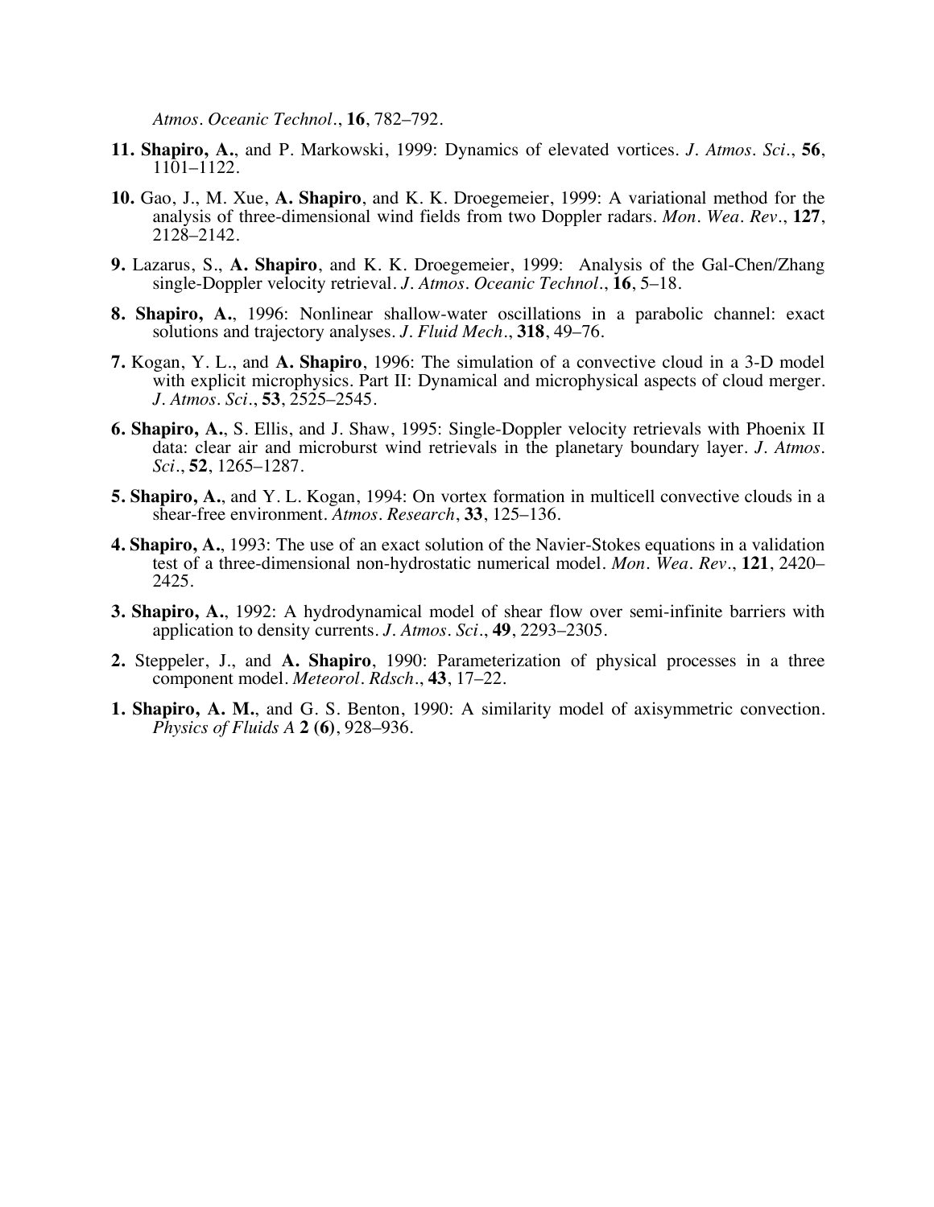*Atmos. Oceanic Technol*., **16**, 782–792.

**11. Shapiro, A.**, and P. Markowski, 1999: Dynamics of elevated vortices. *J. Atmos. Sci*., **56**, 1101–1122.

**10.** Gao, J., M. Xue, **A. Shapiro**, and K. K. Droegemeier, 1999: A variational method for the analysis of three-dimensional wind fields from two Doppler radars. *Mon. Wea. Rev*., **127**, 2128–2142.

**9.** Lazarus, S., **A. Shapiro**, and K. K. Droegemeier, 1999: Analysis of the Gal-Chen/Zhang single-Doppler velocity retrieval. *J. Atmos. Oceanic Technol*., **16**, 5–18.

**8. Shapiro, A.**, 1996: Nonlinear shallow-water oscillations in a parabolic channel: exact solutions and trajectory analyses. *J. Fluid Mech*., **318**, 49–76.

**7.** Kogan, Y. L., and **A. Shapiro**, 1996: The simulation of a convective cloud in a 3-D model with explicit microphysics. Part II: Dynamical and microphysical aspects of cloud merger. *J. Atmos. Sci*., **53**, 2525–2545.

**6. Shapiro, A.**, S. Ellis, and J. Shaw, 1995: Single-Doppler velocity retrievals with Phoenix II data: clear air and microburst wind retrievals in the planetary boundary layer. *J. Atmos. Sci*., **52**, 1265–1287.

**5. Shapiro, A.**, and Y. L. Kogan, 1994: On vortex formation in multicell convective clouds in a shear-free environment. *Atmos. Research*, **33**, 125–136.

**4. Shapiro, A.**, 1993: The use of an exact solution of the Navier-Stokes equations in a validation test of a three-dimensional non-hydrostatic numerical model. *Mon. Wea. Rev*., **121**, 2420–2425.

**3. Shapiro, A.**, 1992: A hydrodynamical model of shear flow over semi-infinite barriers with application to density currents. *J. Atmos. Sci*., **49**, 2293–2305.

**2.** Steppeler, J., and **A. Shapiro**, 1990: Parameterization of physical processes in a three component model. *Meteorol. Rdsch*., **43**, 17–22.

**1. Shapiro, A. M.**, and G. S. Benton, 1990: A similarity model of axisymmetric convection. *Physics of Fluids A* **2 (6)**, 928–936.